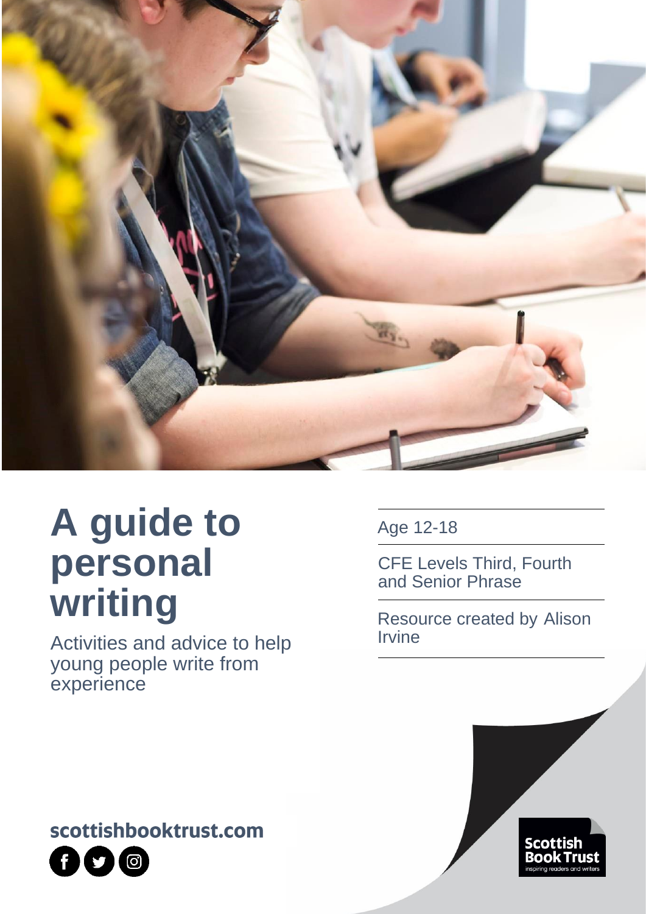# A guide to personal writing

Activities and advice to help young people write from experience

Age 12-18

CFE Levels Third, Fourth and Senior Phrase

Resource created by Alison Irvine

scottishbooktrust.com

Scottish Book Trust
inspiring readers and writers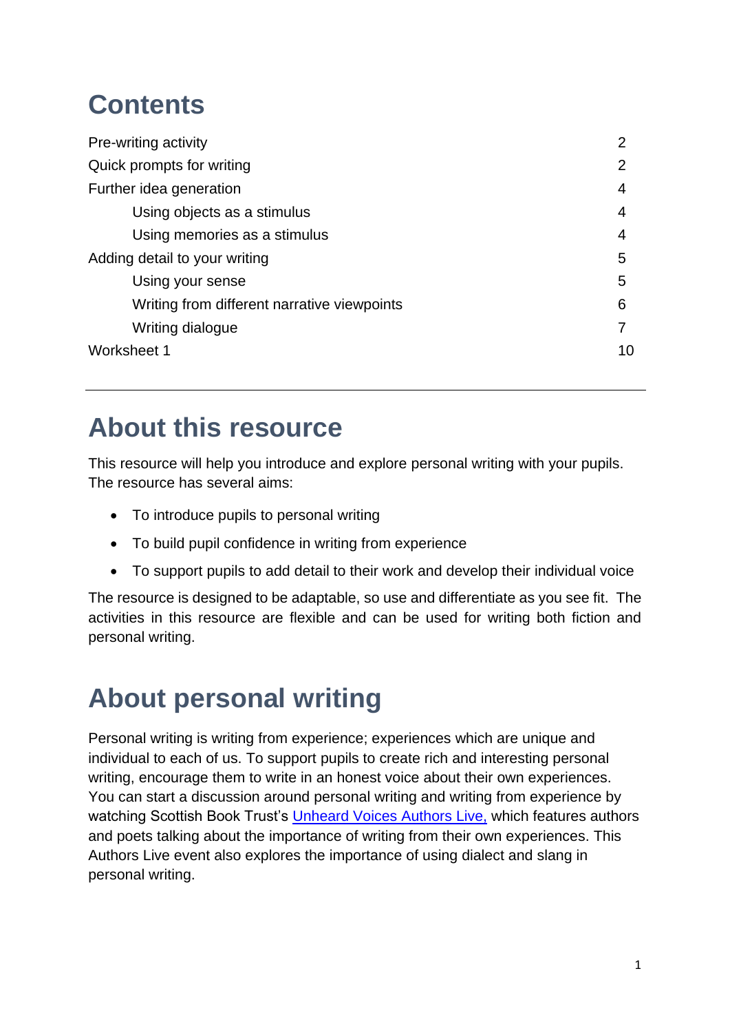# Contents

| | |
|---|---|
| Pre-writing activity | 2 |
| Quick prompts for writing | 2 |
| Further idea generation | 4 |
| Using objects as a stimulus | 4 |
| Using memories as a stimulus | 4 |
| Adding detail to your writing | 5 |
| Using your sense | 5 |
| Writing from different narrative viewpoints | 6 |
| Writing dialogue | 7 |
| Worksheet 1 | 10 |

---

# About this resource

This resource will help you introduce and explore personal writing with your pupils. The resource has several aims:

- To introduce pupils to personal writing
- To build pupil confidence in writing from experience
- To support pupils to add detail to their work and develop their individual voice

The resource is designed to be adaptable, so use and differentiate as you see fit. The activities in this resource are flexible and can be used for writing both fiction and personal writing.

# About personal writing

Personal writing is writing from experience; experiences which are unique and individual to each of us. To support pupils to create rich and interesting personal writing, encourage them to write in an honest voice about their own experiences. You can start a discussion around personal writing and writing from experience by watching Scottish Book Trust's Unheard Voices Authors Live, which features authors and poets talking about the importance of writing from their own experiences. This Authors Live event also explores the importance of using dialect and slang in personal writing.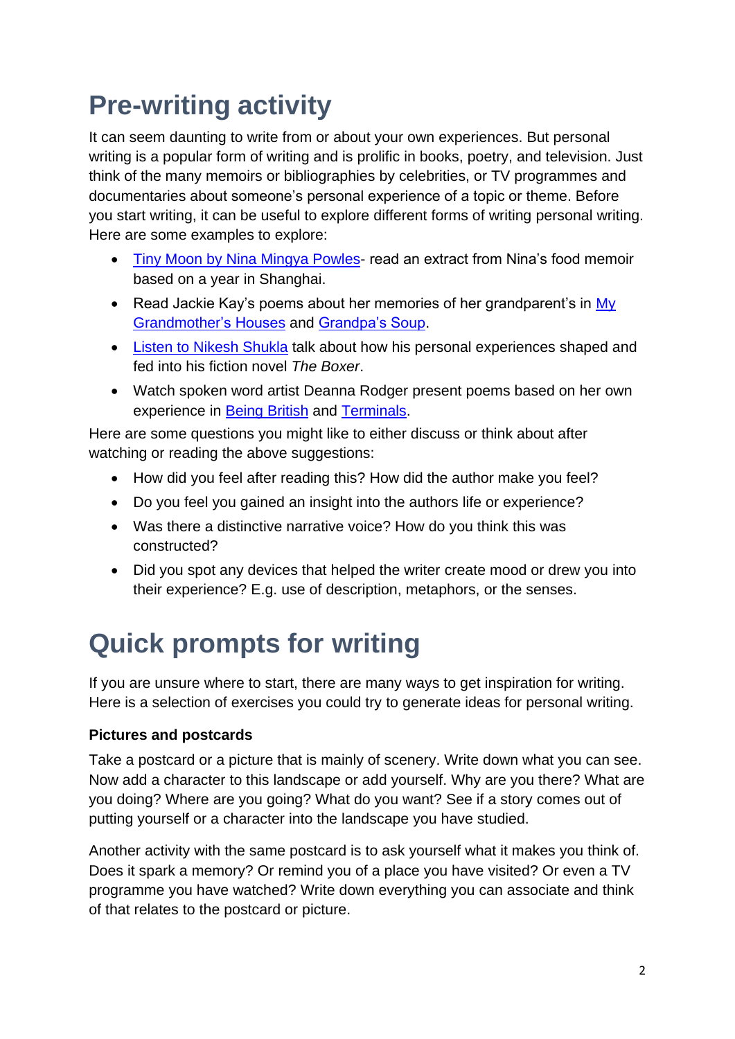# Pre-writing activity

It can seem daunting to write from or about your own experiences. But personal writing is a popular form of writing and is prolific in books, poetry, and television. Just think of the many memoirs or bibliographies by celebrities, or TV programmes and documentaries about someone's personal experience of a topic or theme. Before you start writing, it can be useful to explore different forms of writing personal writing. Here are some examples to explore:

- Tiny Moon by Nina Mingya Powles- read an extract from Nina's food memoir based on a year in Shanghai.
- Read Jackie Kay's poems about her memories of her grandparent's in My Grandmother's Houses and Grandpa's Soup.
- Listen to Nikesh Shukla talk about how his personal experiences shaped and fed into his fiction novel *The Boxer*.
- Watch spoken word artist Deanna Rodger present poems based on her own experience in Being British and Terminals.

Here are some questions you might like to either discuss or think about after watching or reading the above suggestions:

- How did you feel after reading this? How did the author make you feel?
- Do you feel you gained an insight into the authors life or experience?
- Was there a distinctive narrative voice? How do you think this was constructed?
- Did you spot any devices that helped the writer create mood or drew you into their experience? E.g. use of description, metaphors, or the senses.

# Quick prompts for writing

If you are unsure where to start, there are many ways to get inspiration for writing. Here is a selection of exercises you could try to generate ideas for personal writing.

**Pictures and postcards**

Take a postcard or a picture that is mainly of scenery. Write down what you can see. Now add a character to this landscape or add yourself. Why are you there? What are you doing? Where are you going? What do you want? See if a story comes out of putting yourself or a character into the landscape you have studied.

Another activity with the same postcard is to ask yourself what it makes you think of. Does it spark a memory? Or remind you of a place you have visited? Or even a TV programme you have watched? Write down everything you can associate and think of that relates to the postcard or picture.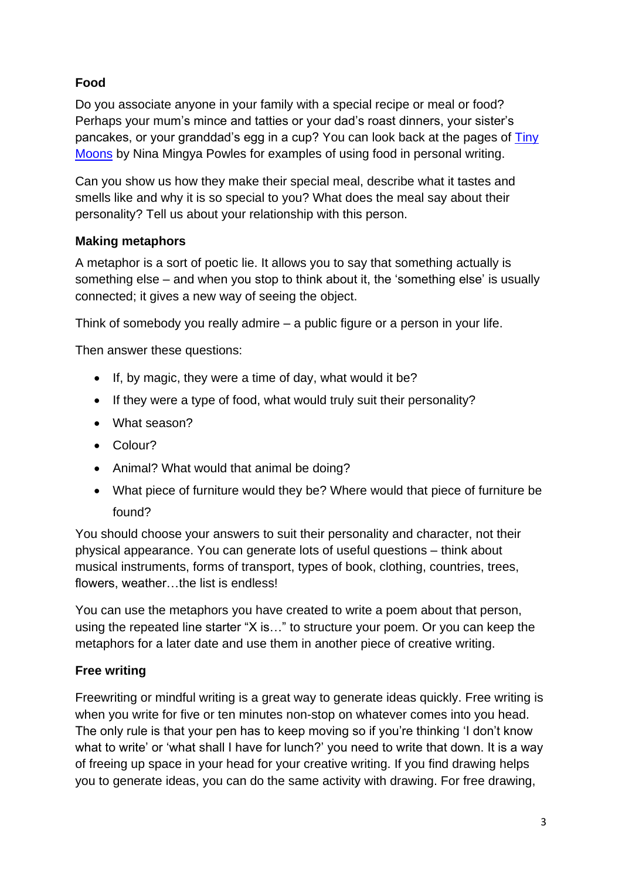### Food

Do you associate anyone in your family with a special recipe or meal or food? Perhaps your mum's mince and tatties or your dad's roast dinners, your sister's pancakes, or your granddad's egg in a cup? You can look back at the pages of [Tiny Moons] by Nina Mingya Powles for examples of using food in personal writing.

Can you show us how they make their special meal, describe what it tastes and smells like and why it is so special to you? What does the meal say about their personality? Tell us about your relationship with this person.

### Making metaphors

A metaphor is a sort of poetic lie. It allows you to say that something actually is something else – and when you stop to think about it, the 'something else' is usually connected; it gives a new way of seeing the object.

Think of somebody you really admire – a public figure or a person in your life.

Then answer these questions:

- If, by magic, they were a time of day, what would it be?
- If they were a type of food, what would truly suit their personality?
- What season?
- Colour?
- Animal? What would that animal be doing?
- What piece of furniture would they be? Where would that piece of furniture be found?

You should choose your answers to suit their personality and character, not their physical appearance. You can generate lots of useful questions – think about musical instruments, forms of transport, types of book, clothing, countries, trees, flowers, weather…the list is endless!

You can use the metaphors you have created to write a poem about that person, using the repeated line starter "X is…" to structure your poem. Or you can keep the metaphors for a later date and use them in another piece of creative writing.

### Free writing

Freewriting or mindful writing is a great way to generate ideas quickly. Free writing is when you write for five or ten minutes non-stop on whatever comes into you head. The only rule is that your pen has to keep moving so if you're thinking 'I don't know what to write' or 'what shall I have for lunch?' you need to write that down. It is a way of freeing up space in your head for your creative writing. If you find drawing helps you to generate ideas, you can do the same activity with drawing. For free drawing,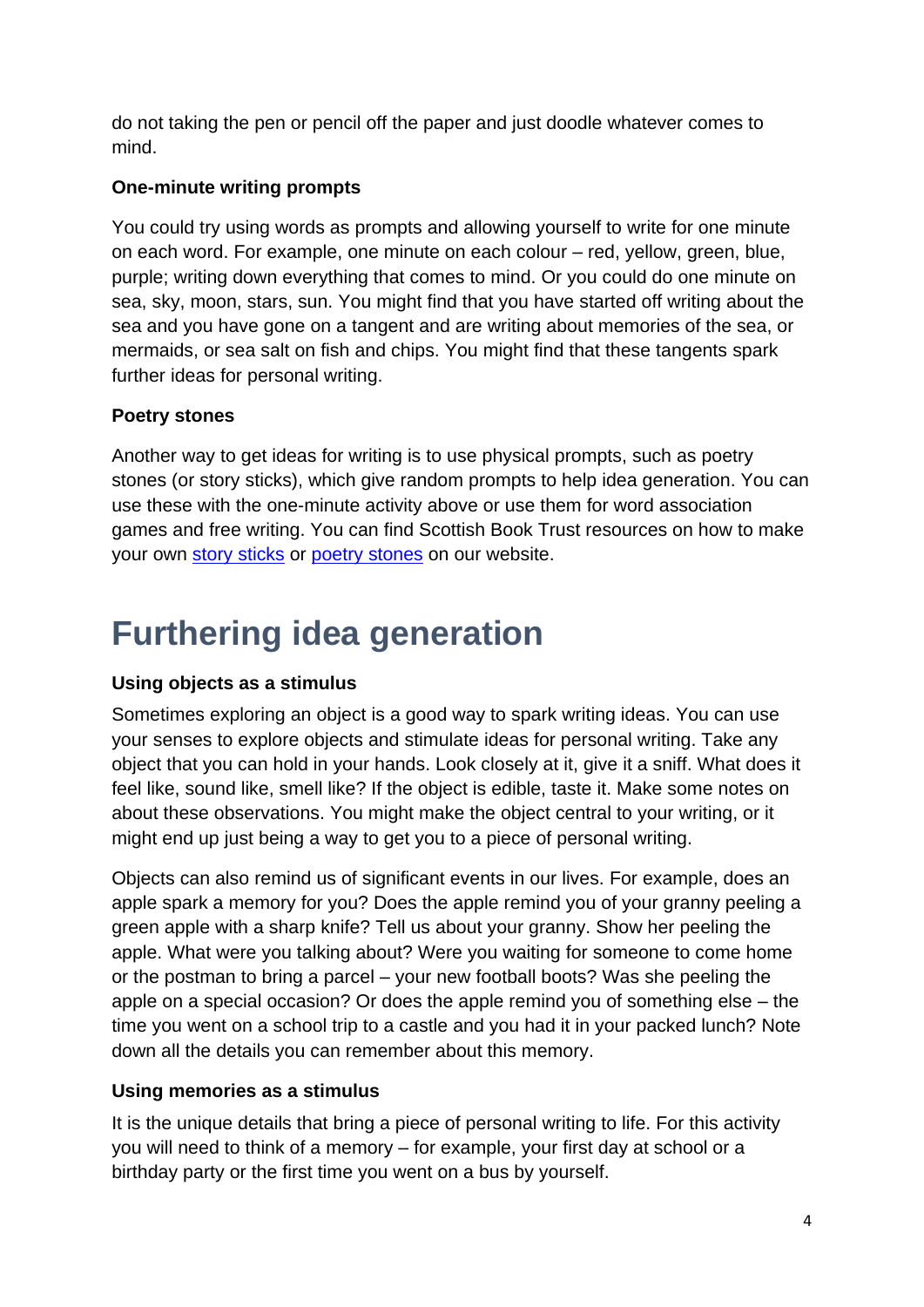do not taking the pen or pencil off the paper and just doodle whatever comes to mind.

**One-minute writing prompts**

You could try using words as prompts and allowing yourself to write for one minute on each word. For example, one minute on each colour – red, yellow, green, blue, purple; writing down everything that comes to mind. Or you could do one minute on sea, sky, moon, stars, sun. You might find that you have started off writing about the sea and you have gone on a tangent and are writing about memories of the sea, or mermaids, or sea salt on fish and chips. You might find that these tangents spark further ideas for personal writing.

**Poetry stones**

Another way to get ideas for writing is to use physical prompts, such as poetry stones (or story sticks), which give random prompts to help idea generation. You can use these with the one-minute activity above or use them for word association games and free writing. You can find Scottish Book Trust resources on how to make your own story sticks or poetry stones on our website.

# Furthering idea generation

**Using objects as a stimulus**

Sometimes exploring an object is a good way to spark writing ideas. You can use your senses to explore objects and stimulate ideas for personal writing. Take any object that you can hold in your hands. Look closely at it, give it a sniff. What does it feel like, sound like, smell like? If the object is edible, taste it. Make some notes on about these observations. You might make the object central to your writing, or it might end up just being a way to get you to a piece of personal writing.

Objects can also remind us of significant events in our lives. For example, does an apple spark a memory for you? Does the apple remind you of your granny peeling a green apple with a sharp knife? Tell us about your granny. Show her peeling the apple. What were you talking about? Were you waiting for someone to come home or the postman to bring a parcel – your new football boots? Was she peeling the apple on a special occasion? Or does the apple remind you of something else – the time you went on a school trip to a castle and you had it in your packed lunch? Note down all the details you can remember about this memory.

**Using memories as a stimulus**

It is the unique details that bring a piece of personal writing to life. For this activity you will need to think of a memory – for example, your first day at school or a birthday party or the first time you went on a bus by yourself.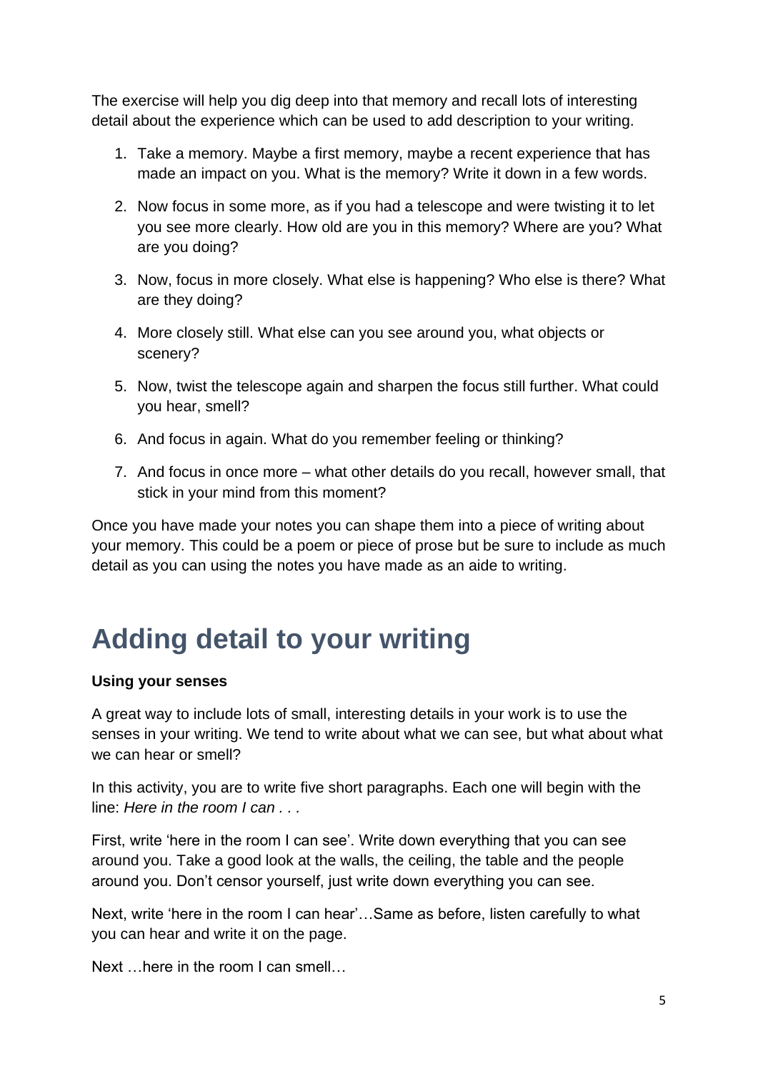The exercise will help you dig deep into that memory and recall lots of interesting detail about the experience which can be used to add description to your writing.

1. Take a memory. Maybe a first memory, maybe a recent experience that has made an impact on you. What is the memory? Write it down in a few words.

2. Now focus in some more, as if you had a telescope and were twisting it to let you see more clearly. How old are you in this memory? Where are you? What are you doing?

3. Now, focus in more closely. What else is happening? Who else is there? What are they doing?

4. More closely still. What else can you see around you, what objects or scenery?

5. Now, twist the telescope again and sharpen the focus still further. What could you hear, smell?

6. And focus in again. What do you remember feeling or thinking?

7. And focus in once more – what other details do you recall, however small, that stick in your mind from this moment?

Once you have made your notes you can shape them into a piece of writing about your memory. This could be a poem or piece of prose but be sure to include as much detail as you can using the notes you have made as an aide to writing.

# Adding detail to your writing

**Using your senses**

A great way to include lots of small, interesting details in your work is to use the senses in your writing. We tend to write about what we can see, but what about what we can hear or smell?

In this activity, you are to write five short paragraphs. Each one will begin with the line: *Here in the room I can . . .*

First, write 'here in the room I can see'. Write down everything that you can see around you. Take a good look at the walls, the ceiling, the table and the people around you. Don't censor yourself, just write down everything you can see.

Next, write 'here in the room I can hear'…Same as before, listen carefully to what you can hear and write it on the page.

Next …here in the room I can smell…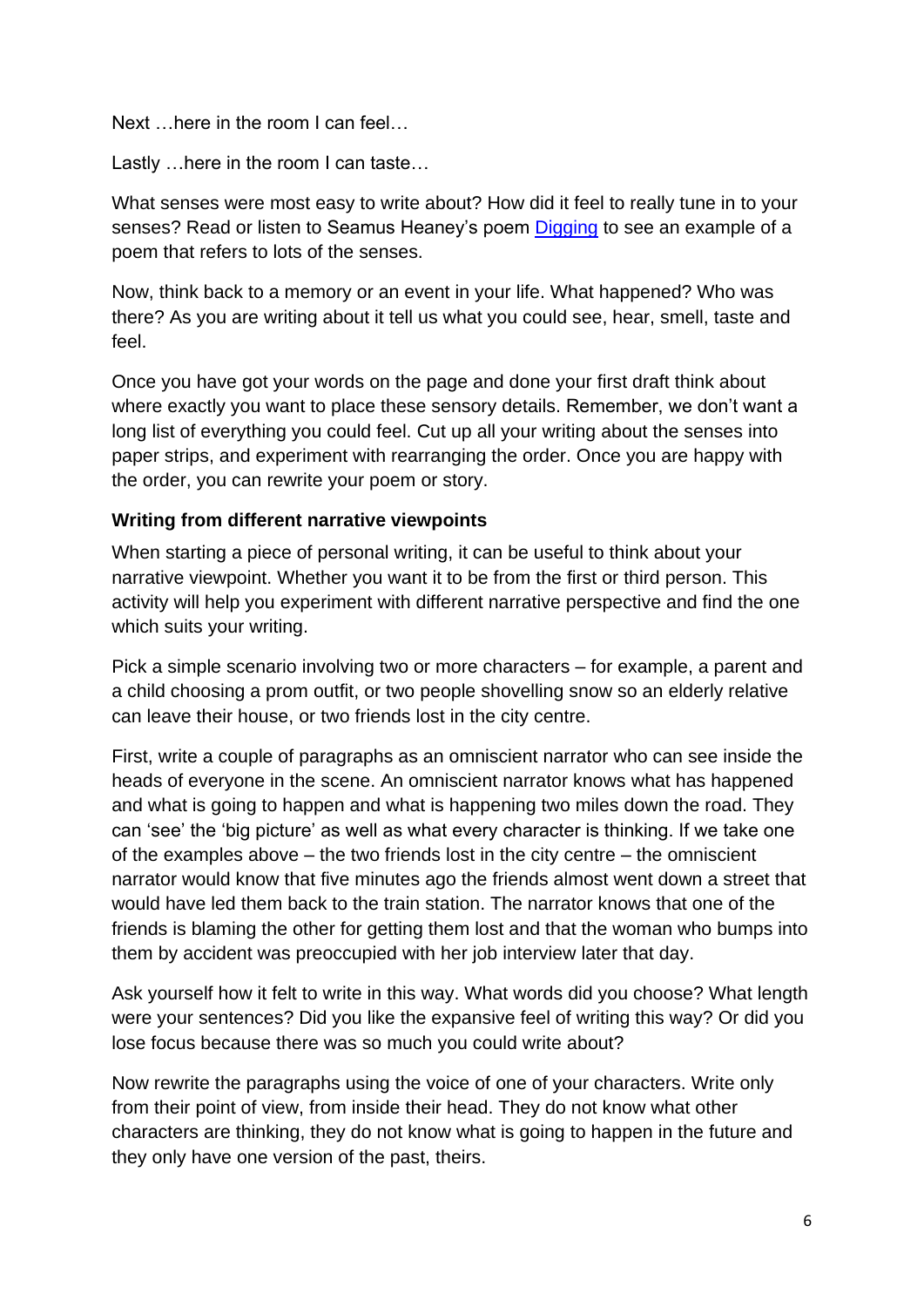Next …here in the room I can feel…

Lastly …here in the room I can taste…

What senses were most easy to write about? How did it feel to really tune in to your senses? Read or listen to Seamus Heaney's poem [Digging]() to see an example of a poem that refers to lots of the senses.

Now, think back to a memory or an event in your life. What happened? Who was there? As you are writing about it tell us what you could see, hear, smell, taste and feel.

Once you have got your words on the page and done your first draft think about where exactly you want to place these sensory details. Remember, we don't want a long list of everything you could feel. Cut up all your writing about the senses into paper strips, and experiment with rearranging the order. Once you are happy with the order, you can rewrite your poem or story.

**Writing from different narrative viewpoints**

When starting a piece of personal writing, it can be useful to think about your narrative viewpoint. Whether you want it to be from the first or third person. This activity will help you experiment with different narrative perspective and find the one which suits your writing.

Pick a simple scenario involving two or more characters – for example, a parent and a child choosing a prom outfit, or two people shovelling snow so an elderly relative can leave their house, or two friends lost in the city centre.

First, write a couple of paragraphs as an omniscient narrator who can see inside the heads of everyone in the scene. An omniscient narrator knows what has happened and what is going to happen and what is happening two miles down the road. They can 'see' the 'big picture' as well as what every character is thinking. If we take one of the examples above – the two friends lost in the city centre – the omniscient narrator would know that five minutes ago the friends almost went down a street that would have led them back to the train station. The narrator knows that one of the friends is blaming the other for getting them lost and that the woman who bumps into them by accident was preoccupied with her job interview later that day.

Ask yourself how it felt to write in this way. What words did you choose? What length were your sentences? Did you like the expansive feel of writing this way? Or did you lose focus because there was so much you could write about?

Now rewrite the paragraphs using the voice of one of your characters. Write only from their point of view, from inside their head. They do not know what other characters are thinking, they do not know what is going to happen in the future and they only have one version of the past, theirs.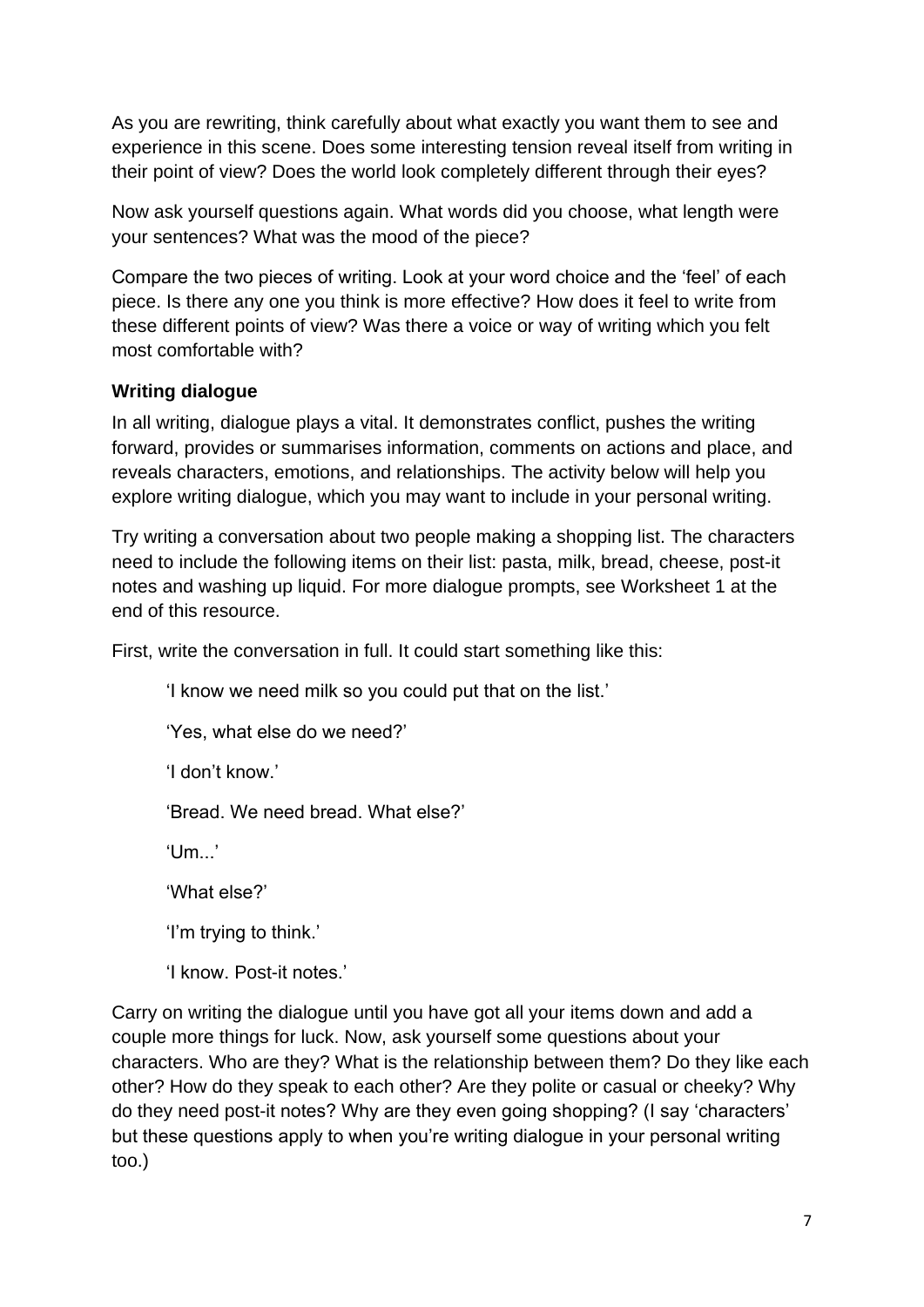As you are rewriting, think carefully about what exactly you want them to see and experience in this scene. Does some interesting tension reveal itself from writing in their point of view? Does the world look completely different through their eyes?

Now ask yourself questions again. What words did you choose, what length were your sentences? What was the mood of the piece?

Compare the two pieces of writing. Look at your word choice and the 'feel' of each piece. Is there any one you think is more effective? How does it feel to write from these different points of view? Was there a voice or way of writing which you felt most comfortable with?

**Writing dialogue**

In all writing, dialogue plays a vital. It demonstrates conflict, pushes the writing forward, provides or summarises information, comments on actions and place, and reveals characters, emotions, and relationships. The activity below will help you explore writing dialogue, which you may want to include in your personal writing.

Try writing a conversation about two people making a shopping list. The characters need to include the following items on their list: pasta, milk, bread, cheese, post-it notes and washing up liquid. For more dialogue prompts, see Worksheet 1 at the end of this resource.

First, write the conversation in full. It could start something like this:

> 'I know we need milk so you could put that on the list.'
>
> 'Yes, what else do we need?'
>
> 'I don't know.'
>
> 'Bread. We need bread. What else?'
>
> 'Um...'
>
> 'What else?'
>
> 'I'm trying to think.'
>
> 'I know. Post-it notes.'

Carry on writing the dialogue until you have got all your items down and add a couple more things for luck. Now, ask yourself some questions about your characters. Who are they? What is the relationship between them? Do they like each other? How do they speak to each other? Are they polite or casual or cheeky? Why do they need post-it notes? Why are they even going shopping? (I say 'characters' but these questions apply to when you're writing dialogue in your personal writing too.)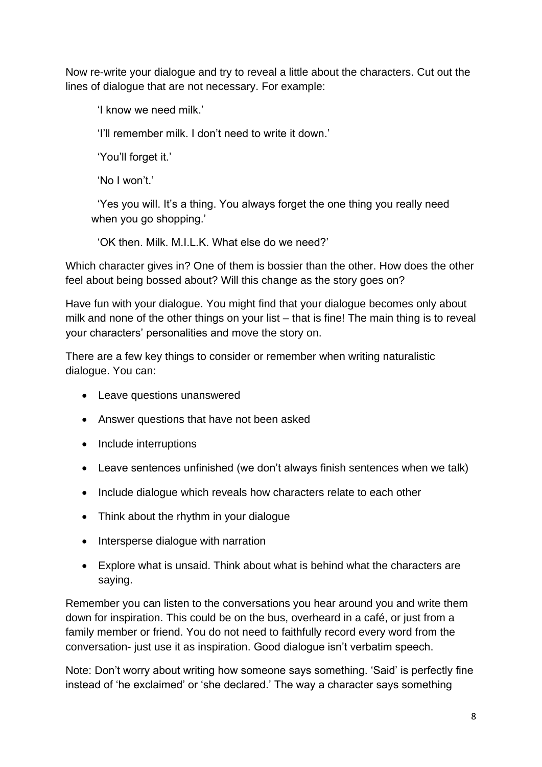Now re-write your dialogue and try to reveal a little about the characters. Cut out the lines of dialogue that are not necessary. For example:

> 'I know we need milk.'
>
> 'I'll remember milk. I don't need to write it down.'
>
> 'You'll forget it.'
>
> 'No I won't.'
>
> 'Yes you will. It's a thing. You always forget the one thing you really need when you go shopping.'
>
> 'OK then. Milk. M.I.L.K. What else do we need?'

Which character gives in? One of them is bossier than the other. How does the other feel about being bossed about? Will this change as the story goes on?

Have fun with your dialogue. You might find that your dialogue becomes only about milk and none of the other things on your list – that is fine! The main thing is to reveal your characters' personalities and move the story on.

There are a few key things to consider or remember when writing naturalistic dialogue. You can:

- Leave questions unanswered
- Answer questions that have not been asked
- Include interruptions
- Leave sentences unfinished (we don't always finish sentences when we talk)
- Include dialogue which reveals how characters relate to each other
- Think about the rhythm in your dialogue
- Intersperse dialogue with narration
- Explore what is unsaid. Think about what is behind what the characters are saying.

Remember you can listen to the conversations you hear around you and write them down for inspiration. This could be on the bus, overheard in a café, or just from a family member or friend. You do not need to faithfully record every word from the conversation- just use it as inspiration. Good dialogue isn't verbatim speech.

Note: Don't worry about writing how someone says something. 'Said' is perfectly fine instead of 'he exclaimed' or 'she declared.' The way a character says something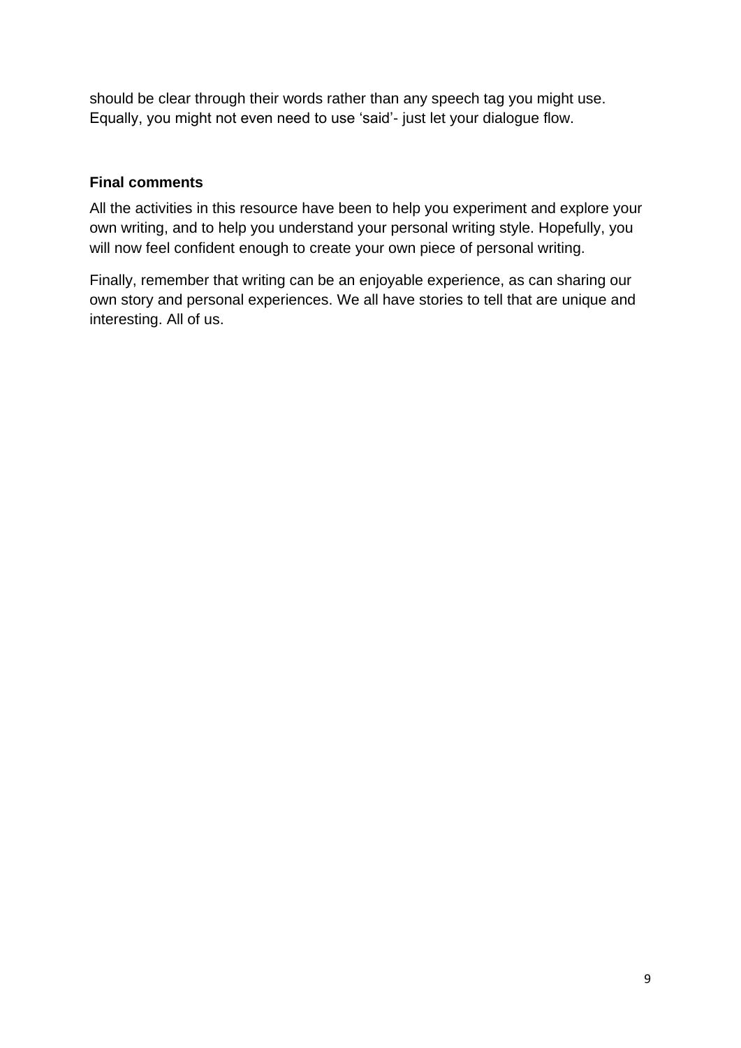should be clear through their words rather than any speech tag you might use. Equally, you might not even need to use 'said'- just let your dialogue flow.

**Final comments**

All the activities in this resource have been to help you experiment and explore your own writing, and to help you understand your personal writing style. Hopefully, you will now feel confident enough to create your own piece of personal writing.

Finally, remember that writing can be an enjoyable experience, as can sharing our own story and personal experiences. We all have stories to tell that are unique and interesting. All of us.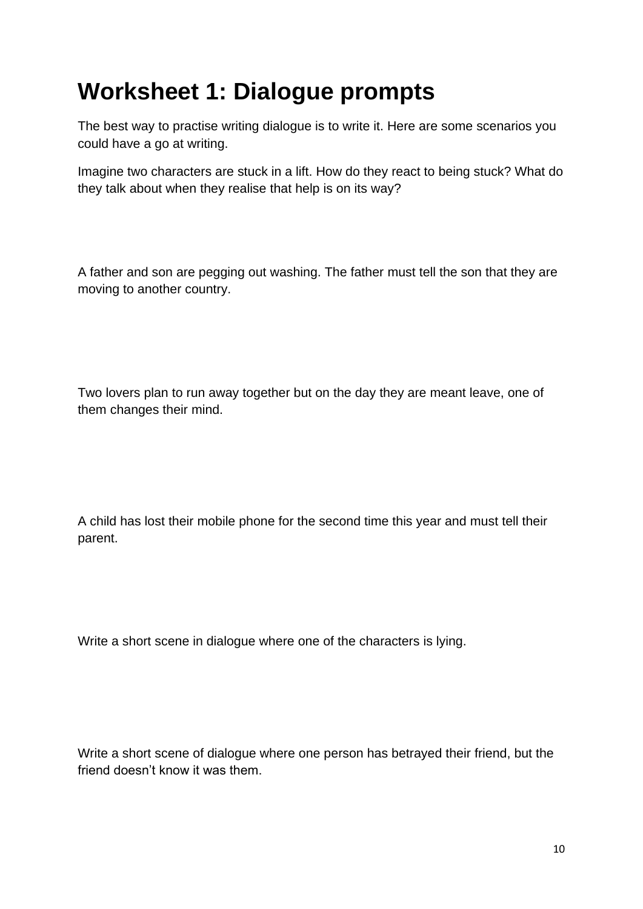# Worksheet 1: Dialogue prompts

The best way to practise writing dialogue is to write it. Here are some scenarios you could have a go at writing.

Imagine two characters are stuck in a lift. How do they react to being stuck? What do they talk about when they realise that help is on its way?

A father and son are pegging out washing. The father must tell the son that they are moving to another country.

Two lovers plan to run away together but on the day they are meant leave, one of them changes their mind.

A child has lost their mobile phone for the second time this year and must tell their parent.

Write a short scene in dialogue where one of the characters is lying.

Write a short scene of dialogue where one person has betrayed their friend, but the friend doesn’t know it was them.